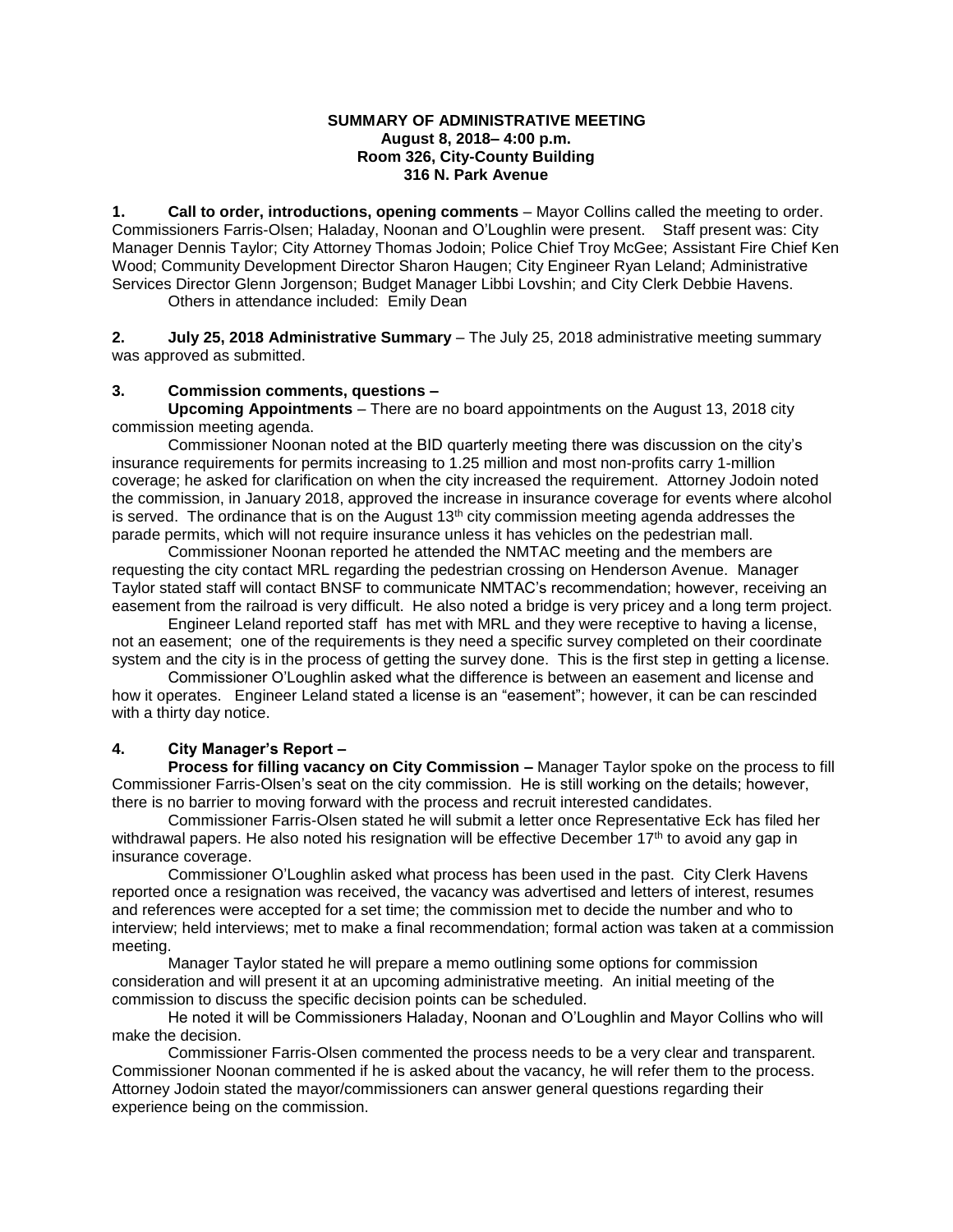**SUMMARY OF ADMINISTRATIVE MEETING**
**August 8, 2018– 4:00 p.m.**
**Room 326, City-County Building**
**316 N. Park Avenue**

**1. Call to order, introductions, opening comments** – Mayor Collins called the meeting to order. Commissioners Farris-Olsen; Haladay, Noonan and O'Loughlin were present. Staff present was: City Manager Dennis Taylor; City Attorney Thomas Jodoin; Police Chief Troy McGee; Assistant Fire Chief Ken Wood; Community Development Director Sharon Haugen; City Engineer Ryan Leland; Administrative Services Director Glenn Jorgenson; Budget Manager Libbi Lovshin; and City Clerk Debbie Havens.

Others in attendance included: Emily Dean

**2. July 25, 2018 Administrative Summary** – The July 25, 2018 administrative meeting summary was approved as submitted.

**3. Commission comments, questions –**

**Upcoming Appointments** – There are no board appointments on the August 13, 2018 city commission meeting agenda.

Commissioner Noonan noted at the BID quarterly meeting there was discussion on the city's insurance requirements for permits increasing to 1.25 million and most non-profits carry 1-million coverage; he asked for clarification on when the city increased the requirement. Attorney Jodoin noted the commission, in January 2018, approved the increase in insurance coverage for events where alcohol is served. The ordinance that is on the August 13th city commission meeting agenda addresses the parade permits, which will not require insurance unless it has vehicles on the pedestrian mall.

Commissioner Noonan reported he attended the NMTAC meeting and the members are requesting the city contact MRL regarding the pedestrian crossing on Henderson Avenue. Manager Taylor stated staff will contact BNSF to communicate NMTAC's recommendation; however, receiving an easement from the railroad is very difficult. He also noted a bridge is very pricey and a long term project.

Engineer Leland reported staff has met with MRL and they were receptive to having a license, not an easement; one of the requirements is they need a specific survey completed on their coordinate system and the city is in the process of getting the survey done. This is the first step in getting a license.

Commissioner O'Loughlin asked what the difference is between an easement and license and how it operates. Engineer Leland stated a license is an "easement"; however, it can be can rescinded with a thirty day notice.

**4. City Manager's Report –**

**Process for filling vacancy on City Commission –** Manager Taylor spoke on the process to fill Commissioner Farris-Olsen's seat on the city commission. He is still working on the details; however, there is no barrier to moving forward with the process and recruit interested candidates.

Commissioner Farris-Olsen stated he will submit a letter once Representative Eck has filed her withdrawal papers. He also noted his resignation will be effective December 17th to avoid any gap in insurance coverage.

Commissioner O'Loughlin asked what process has been used in the past. City Clerk Havens reported once a resignation was received, the vacancy was advertised and letters of interest, resumes and references were accepted for a set time; the commission met to decide the number and who to interview; held interviews; met to make a final recommendation; formal action was taken at a commission meeting.

Manager Taylor stated he will prepare a memo outlining some options for commission consideration and will present it at an upcoming administrative meeting. An initial meeting of the commission to discuss the specific decision points can be scheduled.

He noted it will be Commissioners Haladay, Noonan and O'Loughlin and Mayor Collins who will make the decision.

Commissioner Farris-Olsen commented the process needs to be a very clear and transparent. Commissioner Noonan commented if he is asked about the vacancy, he will refer them to the process. Attorney Jodoin stated the mayor/commissioners can answer general questions regarding their experience being on the commission.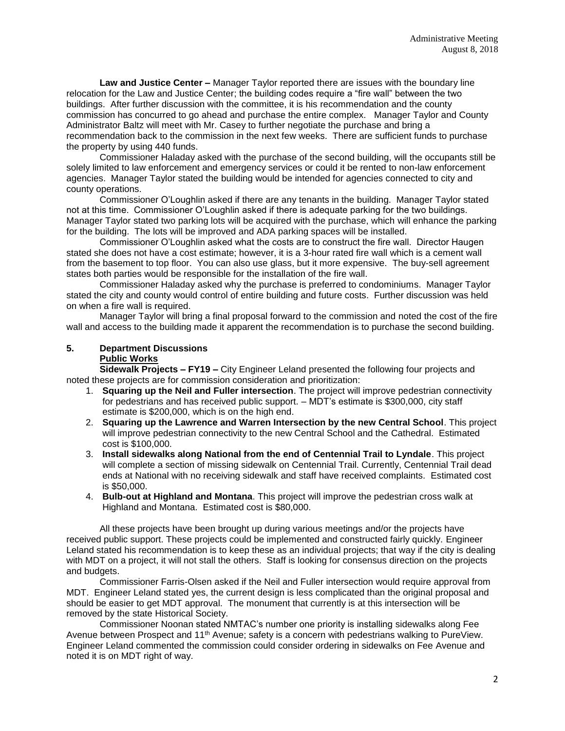**Law and Justice Center –** Manager Taylor reported there are issues with the boundary line relocation for the Law and Justice Center; the building codes require a "fire wall" between the two buildings. After further discussion with the committee, it is his recommendation and the county commission has concurred to go ahead and purchase the entire complex. Manager Taylor and County Administrator Baltz will meet with Mr. Casey to further negotiate the purchase and bring a recommendation back to the commission in the next few weeks. There are sufficient funds to purchase the property by using 440 funds.

Commissioner Haladay asked with the purchase of the second building, will the occupants still be solely limited to law enforcement and emergency services or could it be rented to non-law enforcement agencies. Manager Taylor stated the building would be intended for agencies connected to city and county operations.

Commissioner O'Loughlin asked if there are any tenants in the building. Manager Taylor stated not at this time. Commissioner O'Loughlin asked if there is adequate parking for the two buildings. Manager Taylor stated two parking lots will be acquired with the purchase, which will enhance the parking for the building. The lots will be improved and ADA parking spaces will be installed.

Commissioner O'Loughlin asked what the costs are to construct the fire wall. Director Haugen stated she does not have a cost estimate; however, it is a 3-hour rated fire wall which is a cement wall from the basement to top floor. You can also use glass, but it more expensive. The buy-sell agreement states both parties would be responsible for the installation of the fire wall.

Commissioner Haladay asked why the purchase is preferred to condominiums. Manager Taylor stated the city and county would control of entire building and future costs. Further discussion was held on when a fire wall is required.

Manager Taylor will bring a final proposal forward to the commission and noted the cost of the fire wall and access to the building made it apparent the recommendation is to purchase the second building.

## 5. Department Discussions

**Public Works**

**Sidewalk Projects – FY19 –** City Engineer Leland presented the following four projects and noted these projects are for commission consideration and prioritization:

1. **Squaring up the Neil and Fuller intersection**. The project will improve pedestrian connectivity for pedestrians and has received public support. – MDT's estimate is $300,000, city staff estimate is $200,000, which is on the high end.
2. **Squaring up the Lawrence and Warren Intersection by the new Central School**. This project will improve pedestrian connectivity to the new Central School and the Cathedral. Estimated cost is $100,000.
3. **Install sidewalks along National from the end of Centennial Trail to Lyndale**. This project will complete a section of missing sidewalk on Centennial Trail. Currently, Centennial Trail dead ends at National with no receiving sidewalk and staff have received complaints. Estimated cost is $50,000.
4. **Bulb-out at Highland and Montana**. This project will improve the pedestrian cross walk at Highland and Montana. Estimated cost is $80,000.

All these projects have been brought up during various meetings and/or the projects have received public support. These projects could be implemented and constructed fairly quickly. Engineer Leland stated his recommendation is to keep these as an individual projects; that way if the city is dealing with MDT on a project, it will not stall the others. Staff is looking for consensus direction on the projects and budgets.

Commissioner Farris-Olsen asked if the Neil and Fuller intersection would require approval from MDT. Engineer Leland stated yes, the current design is less complicated than the original proposal and should be easier to get MDT approval. The monument that currently is at this intersection will be removed by the state Historical Society.

Commissioner Noonan stated NMTAC's number one priority is installing sidewalks along Fee Avenue between Prospect and 11th Avenue; safety is a concern with pedestrians walking to PureView. Engineer Leland commented the commission could consider ordering in sidewalks on Fee Avenue and noted it is on MDT right of way.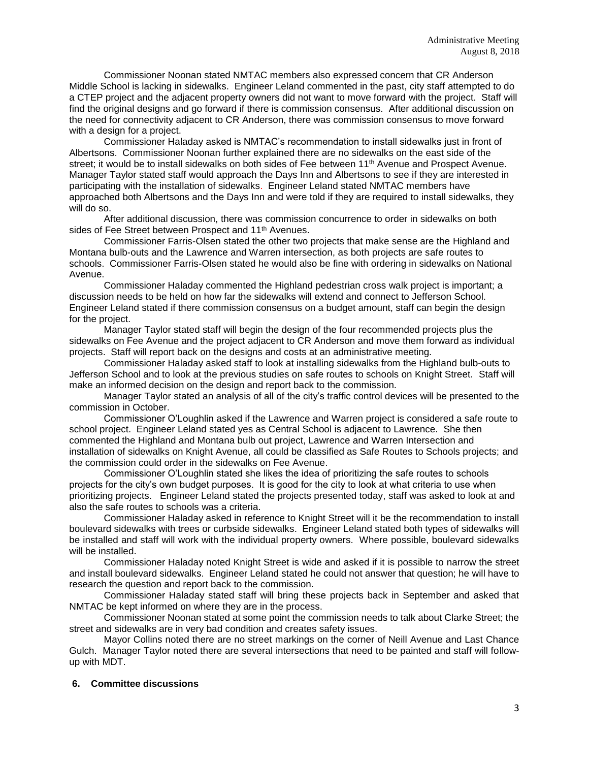Commissioner Noonan stated NMTAC members also expressed concern that CR Anderson Middle School is lacking in sidewalks. Engineer Leland commented in the past, city staff attempted to do a CTEP project and the adjacent property owners did not want to move forward with the project. Staff will find the original designs and go forward if there is commission consensus. After additional discussion on the need for connectivity adjacent to CR Anderson, there was commission consensus to move forward with a design for a project.

Commissioner Haladay asked is NMTAC's recommendation to install sidewalks just in front of Albertsons. Commissioner Noonan further explained there are no sidewalks on the east side of the street; it would be to install sidewalks on both sides of Fee between 11th Avenue and Prospect Avenue. Manager Taylor stated staff would approach the Days Inn and Albertsons to see if they are interested in participating with the installation of sidewalks. Engineer Leland stated NMTAC members have approached both Albertsons and the Days Inn and were told if they are required to install sidewalks, they will do so.

After additional discussion, there was commission concurrence to order in sidewalks on both sides of Fee Street between Prospect and 11th Avenues.

Commissioner Farris-Olsen stated the other two projects that make sense are the Highland and Montana bulb-outs and the Lawrence and Warren intersection, as both projects are safe routes to schools. Commissioner Farris-Olsen stated he would also be fine with ordering in sidewalks on National Avenue.

Commissioner Haladay commented the Highland pedestrian cross walk project is important; a discussion needs to be held on how far the sidewalks will extend and connect to Jefferson School. Engineer Leland stated if there commission consensus on a budget amount, staff can begin the design for the project.

Manager Taylor stated staff will begin the design of the four recommended projects plus the sidewalks on Fee Avenue and the project adjacent to CR Anderson and move them forward as individual projects. Staff will report back on the designs and costs at an administrative meeting.

Commissioner Haladay asked staff to look at installing sidewalks from the Highland bulb-outs to Jefferson School and to look at the previous studies on safe routes to schools on Knight Street. Staff will make an informed decision on the design and report back to the commission.

Manager Taylor stated an analysis of all of the city's traffic control devices will be presented to the commission in October.

Commissioner O'Loughlin asked if the Lawrence and Warren project is considered a safe route to school project. Engineer Leland stated yes as Central School is adjacent to Lawrence. She then commented the Highland and Montana bulb out project, Lawrence and Warren Intersection and installation of sidewalks on Knight Avenue, all could be classified as Safe Routes to Schools projects; and the commission could order in the sidewalks on Fee Avenue.

Commissioner O'Loughlin stated she likes the idea of prioritizing the safe routes to schools projects for the city's own budget purposes. It is good for the city to look at what criteria to use when prioritizing projects. Engineer Leland stated the projects presented today, staff was asked to look at and also the safe routes to schools was a criteria.

Commissioner Haladay asked in reference to Knight Street will it be the recommendation to install boulevard sidewalks with trees or curbside sidewalks. Engineer Leland stated both types of sidewalks will be installed and staff will work with the individual property owners. Where possible, boulevard sidewalks will be installed.

Commissioner Haladay noted Knight Street is wide and asked if it is possible to narrow the street and install boulevard sidewalks. Engineer Leland stated he could not answer that question; he will have to research the question and report back to the commission.

Commissioner Haladay stated staff will bring these projects back in September and asked that NMTAC be kept informed on where they are in the process.

Commissioner Noonan stated at some point the commission needs to talk about Clarke Street; the street and sidewalks are in very bad condition and creates safety issues.

Mayor Collins noted there are no street markings on the corner of Neill Avenue and Last Chance Gulch. Manager Taylor noted there are several intersections that need to be painted and staff will follow-up with MDT.

**6. Committee discussions**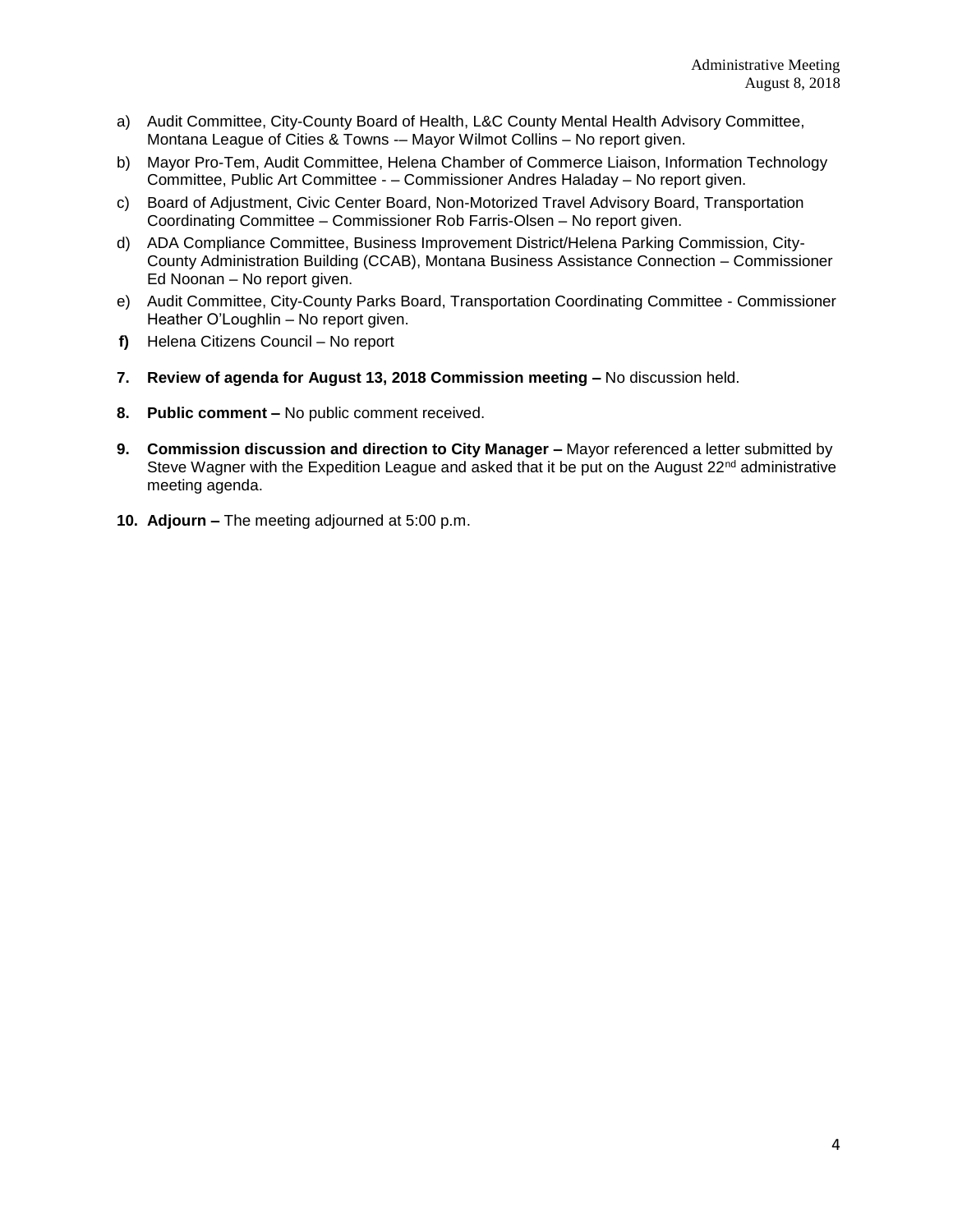a) Audit Committee, City-County Board of Health, L&C County Mental Health Advisory Committee, Montana League of Cities & Towns -– Mayor Wilmot Collins – No report given.

b) Mayor Pro-Tem, Audit Committee, Helena Chamber of Commerce Liaison, Information Technology Committee, Public Art Committee - – Commissioner Andres Haladay – No report given.

c) Board of Adjustment, Civic Center Board, Non-Motorized Travel Advisory Board, Transportation Coordinating Committee – Commissioner Rob Farris-Olsen – No report given.

d) ADA Compliance Committee, Business Improvement District/Helena Parking Commission, City-County Administration Building (CCAB), Montana Business Assistance Connection – Commissioner Ed Noonan – No report given.

e) Audit Committee, City-County Parks Board, Transportation Coordinating Committee - Commissioner Heather O'Loughlin – No report given.

**f)** Helena Citizens Council – No report

**7. Review of agenda for August 13, 2018 Commission meeting –** No discussion held.

**8. Public comment –** No public comment received.

**9. Commission discussion and direction to City Manager –** Mayor referenced a letter submitted by Steve Wagner with the Expedition League and asked that it be put on the August 22nd administrative meeting agenda.

**10. Adjourn –** The meeting adjourned at 5:00 p.m.